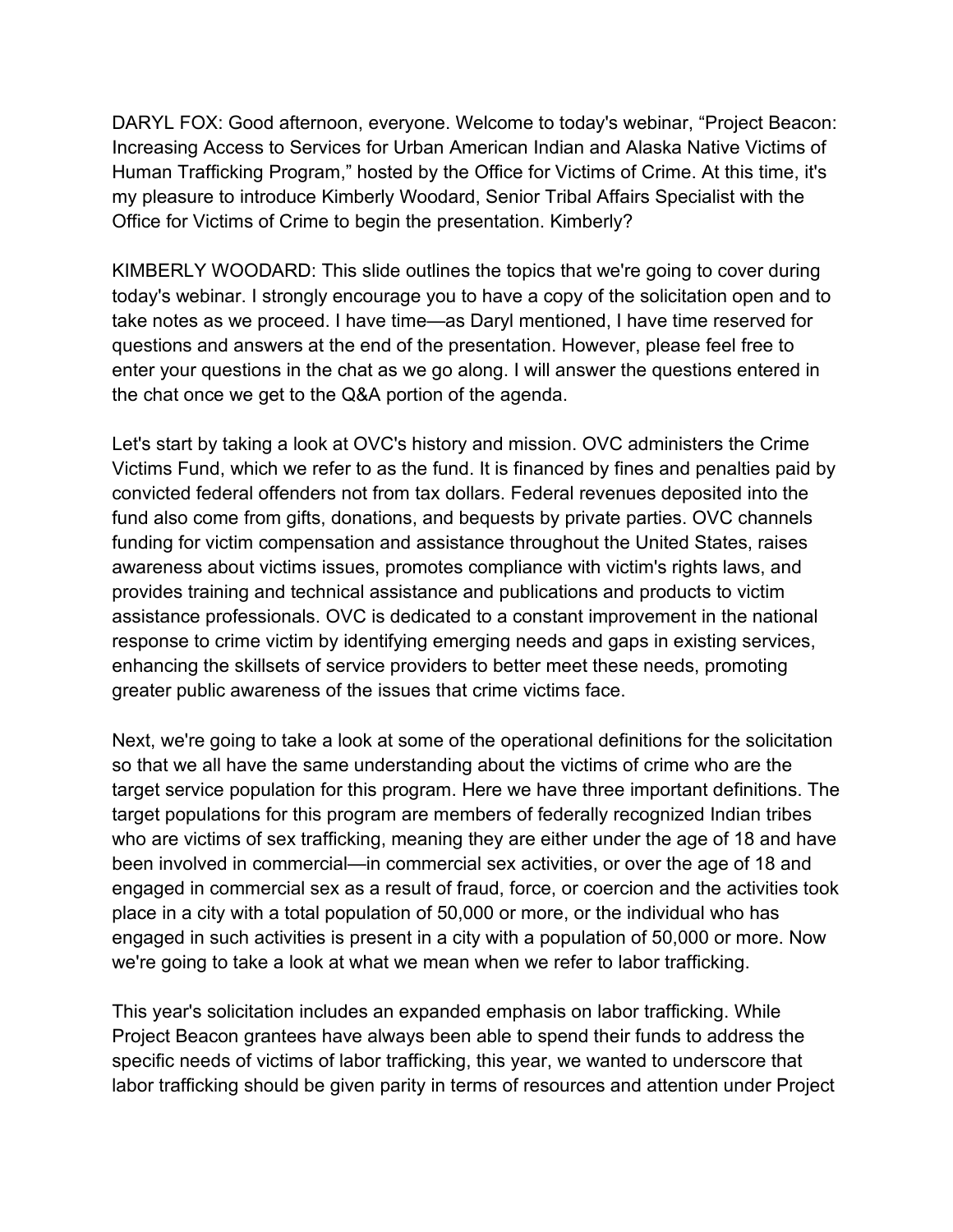DARYL FOX: Good afternoon, everyone. Welcome to today's webinar, "Project Beacon: Increasing Access to Services for Urban American Indian and Alaska Native Victims of Human Trafficking Program," hosted by the Office for Victims of Crime. At this time, it's my pleasure to introduce Kimberly Woodard, Senior Tribal Affairs Specialist with the Office for Victims of Crime to begin the presentation. Kimberly?

KIMBERLY WOODARD: This slide outlines the topics that we're going to cover during today's webinar. I strongly encourage you to have a copy of the solicitation open and to take notes as we proceed. I have time—as Daryl mentioned, I have time reserved for questions and answers at the end of the presentation. However, please feel free to enter your questions in the chat as we go along. I will answer the questions entered in the chat once we get to the Q&A portion of the agenda.

Let's start by taking a look at OVC's history and mission. OVC administers the Crime Victims Fund, which we refer to as the fund. It is financed by fines and penalties paid by convicted federal offenders not from tax dollars. Federal revenues deposited into the fund also come from gifts, donations, and bequests by private parties. OVC channels funding for victim compensation and assistance throughout the United States, raises awareness about victims issues, promotes compliance with victim's rights laws, and provides training and technical assistance and publications and products to victim assistance professionals. OVC is dedicated to a constant improvement in the national response to crime victim by identifying emerging needs and gaps in existing services, enhancing the skillsets of service providers to better meet these needs, promoting greater public awareness of the issues that crime victims face.

Next, we're going to take a look at some of the operational definitions for the solicitation so that we all have the same understanding about the victims of crime who are the target service population for this program. Here we have three important definitions. The target populations for this program are members of federally recognized Indian tribes who are victims of sex trafficking, meaning they are either under the age of 18 and have been involved in commercial—in commercial sex activities, or over the age of 18 and engaged in commercial sex as a result of fraud, force, or coercion and the activities took place in a city with a total population of 50,000 or more, or the individual who has engaged in such activities is present in a city with a population of 50,000 or more. Now we're going to take a look at what we mean when we refer to labor trafficking.

This year's solicitation includes an expanded emphasis on labor trafficking. While Project Beacon grantees have always been able to spend their funds to address the specific needs of victims of labor trafficking, this year, we wanted to underscore that labor trafficking should be given parity in terms of resources and attention under Project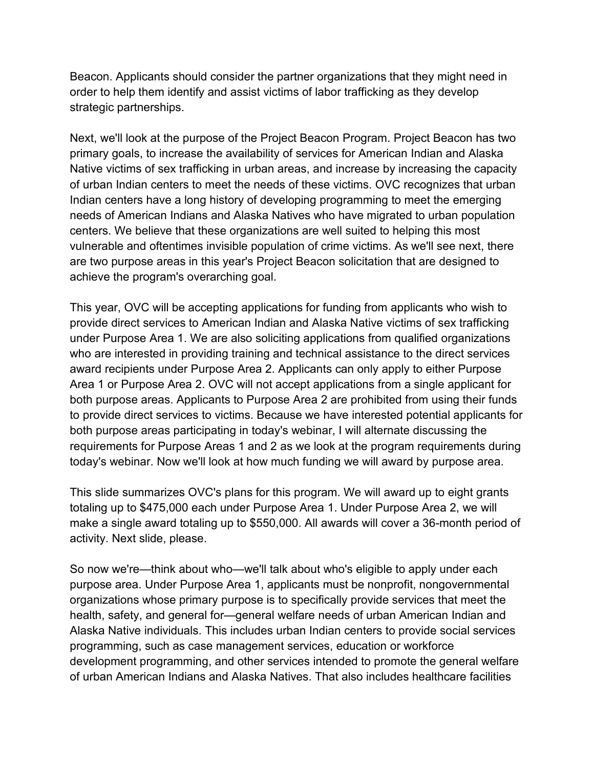Beacon. Applicants should consider the partner organizations that they might need in order to help them identify and assist victims of labor trafficking as they develop strategic partnerships.

Next, we'll look at the purpose of the Project Beacon Program. Project Beacon has two primary goals, to increase the availability of services for American Indian and Alaska Native victims of sex trafficking in urban areas, and increase by increasing the capacity of urban Indian centers to meet the needs of these victims. OVC recognizes that urban Indian centers have a long history of developing programming to meet the emerging needs of American Indians and Alaska Natives who have migrated to urban population centers. We believe that these organizations are well suited to helping this most vulnerable and oftentimes invisible population of crime victims. As we'll see next, there are two purpose areas in this year's Project Beacon solicitation that are designed to achieve the program's overarching goal.

This year, OVC will be accepting applications for funding from applicants who wish to provide direct services to American Indian and Alaska Native victims of sex trafficking under Purpose Area 1. We are also soliciting applications from qualified organizations who are interested in providing training and technical assistance to the direct services award recipients under Purpose Area 2. Applicants can only apply to either Purpose Area 1 or Purpose Area 2. OVC will not accept applications from a single applicant for both purpose areas. Applicants to Purpose Area 2 are prohibited from using their funds to provide direct services to victims. Because we have interested potential applicants for both purpose areas participating in today's webinar, I will alternate discussing the requirements for Purpose Areas 1 and 2 as we look at the program requirements during today's webinar. Now we'll look at how much funding we will award by purpose area.

This slide summarizes OVC's plans for this program. We will award up to eight grants totaling up to $475,000 each under Purpose Area 1. Under Purpose Area 2, we will make a single award totaling up to $550,000. All awards will cover a 36-month period of activity. Next slide, please.

So now we're—think about who—we'll talk about who's eligible to apply under each purpose area. Under Purpose Area 1, applicants must be nonprofit, nongovernmental organizations whose primary purpose is to specifically provide services that meet the health, safety, and general for—general welfare needs of urban American Indian and Alaska Native individuals. This includes urban Indian centers to provide social services programming, such as case management services, education or workforce development programming, and other services intended to promote the general welfare of urban American Indians and Alaska Natives. That also includes healthcare facilities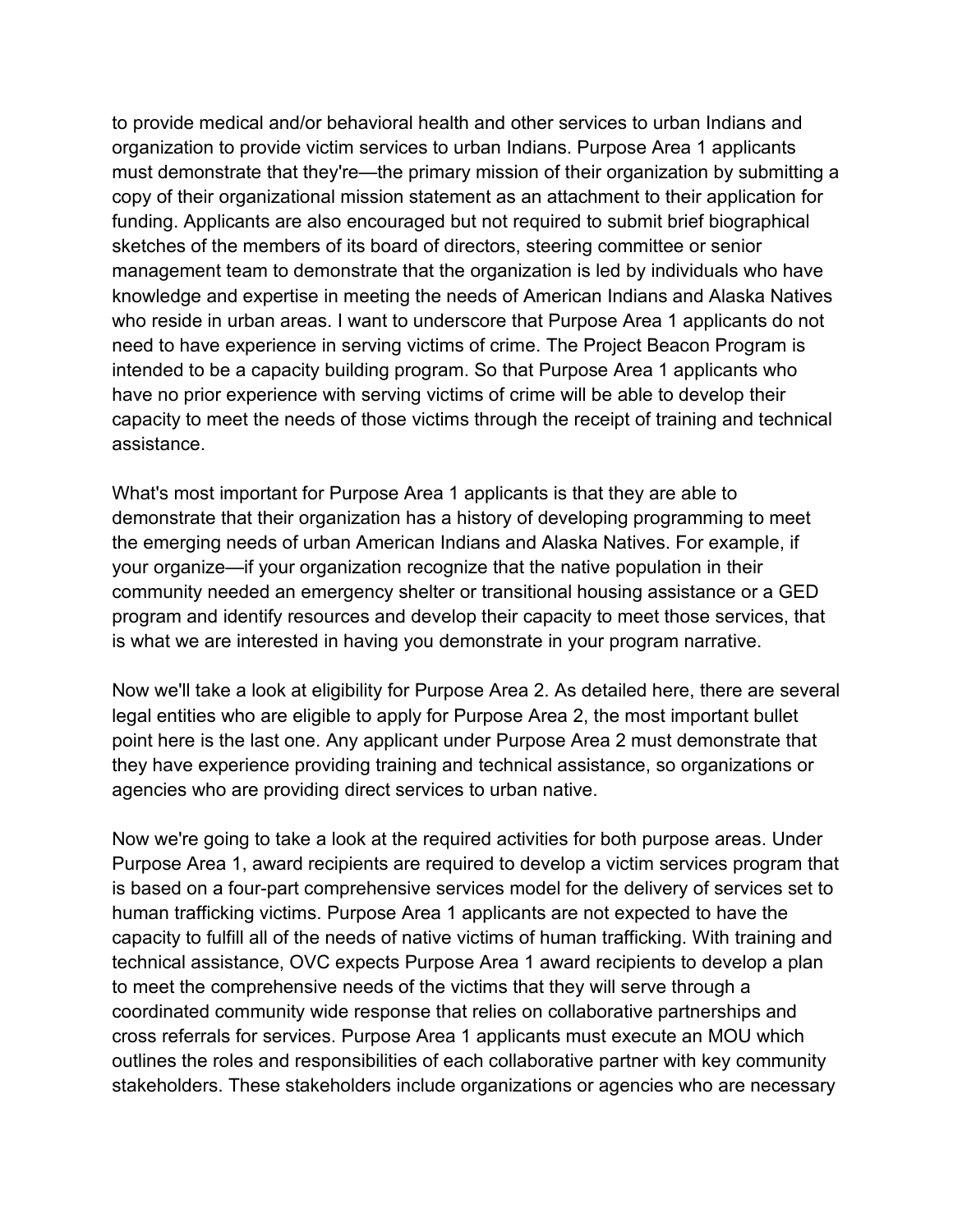to provide medical and/or behavioral health and other services to urban Indians and organization to provide victim services to urban Indians. Purpose Area 1 applicants must demonstrate that they're—the primary mission of their organization by submitting a copy of their organizational mission statement as an attachment to their application for funding. Applicants are also encouraged but not required to submit brief biographical sketches of the members of its board of directors, steering committee or senior management team to demonstrate that the organization is led by individuals who have knowledge and expertise in meeting the needs of American Indians and Alaska Natives who reside in urban areas. I want to underscore that Purpose Area 1 applicants do not need to have experience in serving victims of crime. The Project Beacon Program is intended to be a capacity building program. So that Purpose Area 1 applicants who have no prior experience with serving victims of crime will be able to develop their capacity to meet the needs of those victims through the receipt of training and technical assistance.

What's most important for Purpose Area 1 applicants is that they are able to demonstrate that their organization has a history of developing programming to meet the emerging needs of urban American Indians and Alaska Natives. For example, if your organize—if your organization recognize that the native population in their community needed an emergency shelter or transitional housing assistance or a GED program and identify resources and develop their capacity to meet those services, that is what we are interested in having you demonstrate in your program narrative.

Now we'll take a look at eligibility for Purpose Area 2. As detailed here, there are several legal entities who are eligible to apply for Purpose Area 2, the most important bullet point here is the last one. Any applicant under Purpose Area 2 must demonstrate that they have experience providing training and technical assistance, so organizations or agencies who are providing direct services to urban native.

Now we're going to take a look at the required activities for both purpose areas. Under Purpose Area 1, award recipients are required to develop a victim services program that is based on a four-part comprehensive services model for the delivery of services set to human trafficking victims. Purpose Area 1 applicants are not expected to have the capacity to fulfill all of the needs of native victims of human trafficking. With training and technical assistance, OVC expects Purpose Area 1 award recipients to develop a plan to meet the comprehensive needs of the victims that they will serve through a coordinated community wide response that relies on collaborative partnerships and cross referrals for services. Purpose Area 1 applicants must execute an MOU which outlines the roles and responsibilities of each collaborative partner with key community stakeholders. These stakeholders include organizations or agencies who are necessary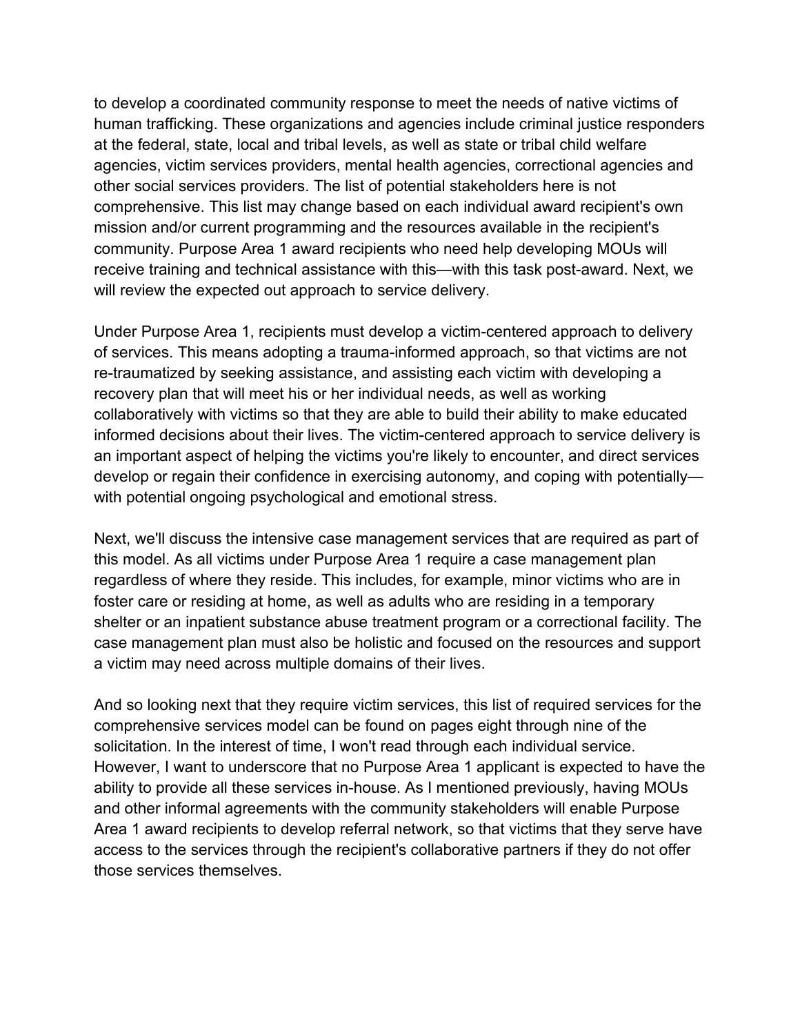to develop a coordinated community response to meet the needs of native victims of human trafficking. These organizations and agencies include criminal justice responders at the federal, state, local and tribal levels, as well as state or tribal child welfare agencies, victim services providers, mental health agencies, correctional agencies and other social services providers. The list of potential stakeholders here is not comprehensive. This list may change based on each individual award recipient's own mission and/or current programming and the resources available in the recipient's community. Purpose Area 1 award recipients who need help developing MOUs will receive training and technical assistance with this—with this task post-award. Next, we will review the expected out approach to service delivery.

Under Purpose Area 1, recipients must develop a victim-centered approach to delivery of services. This means adopting a trauma-informed approach, so that victims are not re-traumatized by seeking assistance, and assisting each victim with developing a recovery plan that will meet his or her individual needs, as well as working collaboratively with victims so that they are able to build their ability to make educated informed decisions about their lives. The victim-centered approach to service delivery is an important aspect of helping the victims you're likely to encounter, and direct services develop or regain their confidence in exercising autonomy, and coping with potentially—with potential ongoing psychological and emotional stress.

Next, we'll discuss the intensive case management services that are required as part of this model. As all victims under Purpose Area 1 require a case management plan regardless of where they reside. This includes, for example, minor victims who are in foster care or residing at home, as well as adults who are residing in a temporary shelter or an inpatient substance abuse treatment program or a correctional facility. The case management plan must also be holistic and focused on the resources and support a victim may need across multiple domains of their lives.

And so looking next that they require victim services, this list of required services for the comprehensive services model can be found on pages eight through nine of the solicitation. In the interest of time, I won't read through each individual service. However, I want to underscore that no Purpose Area 1 applicant is expected to have the ability to provide all these services in-house. As I mentioned previously, having MOUs and other informal agreements with the community stakeholders will enable Purpose Area 1 award recipients to develop referral network, so that victims that they serve have access to the services through the recipient's collaborative partners if they do not offer those services themselves.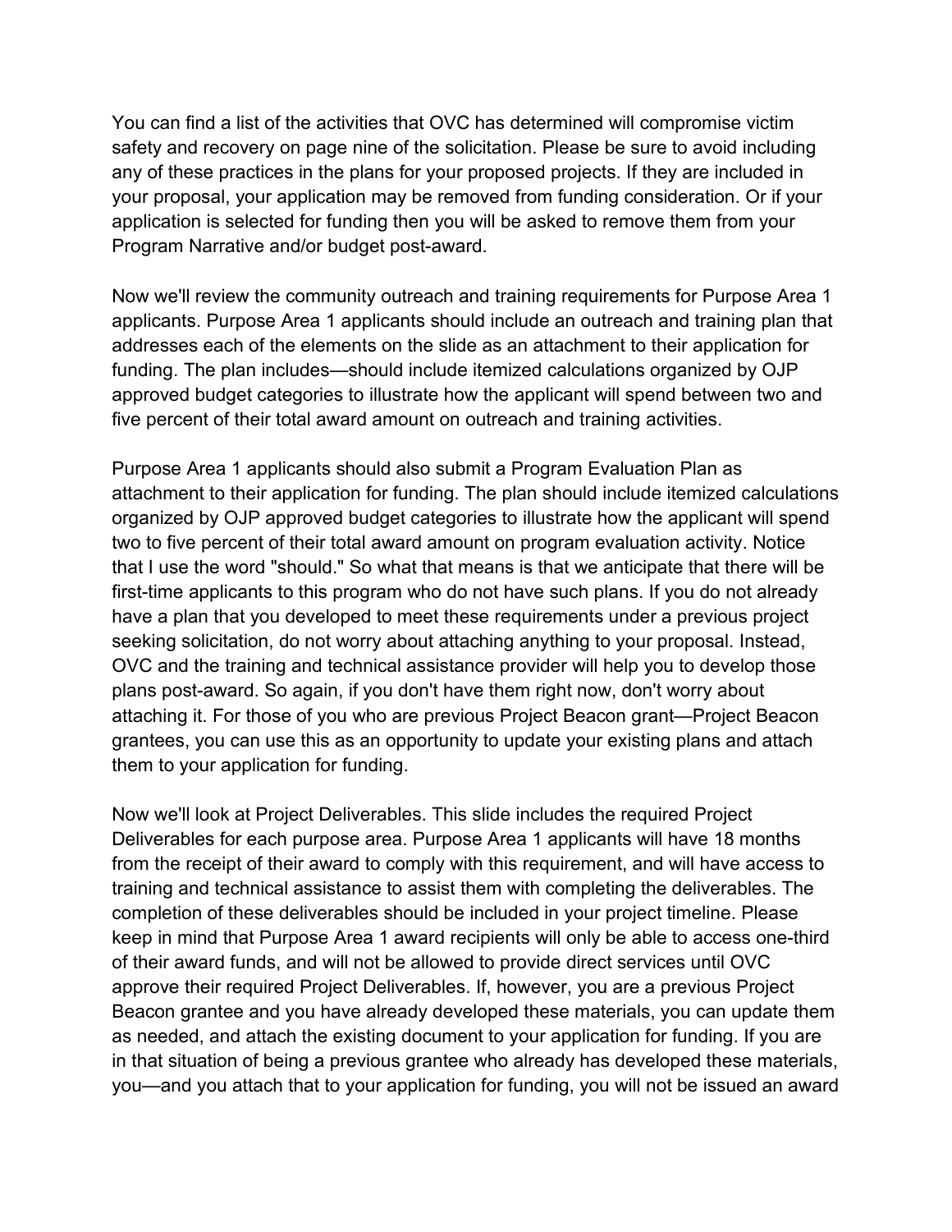You can find a list of the activities that OVC has determined will compromise victim safety and recovery on page nine of the solicitation. Please be sure to avoid including any of these practices in the plans for your proposed projects. If they are included in your proposal, your application may be removed from funding consideration. Or if your application is selected for funding then you will be asked to remove them from your Program Narrative and/or budget post-award.

Now we'll review the community outreach and training requirements for Purpose Area 1 applicants. Purpose Area 1 applicants should include an outreach and training plan that addresses each of the elements on the slide as an attachment to their application for funding. The plan includes—should include itemized calculations organized by OJP approved budget categories to illustrate how the applicant will spend between two and five percent of their total award amount on outreach and training activities.

Purpose Area 1 applicants should also submit a Program Evaluation Plan as attachment to their application for funding. The plan should include itemized calculations organized by OJP approved budget categories to illustrate how the applicant will spend two to five percent of their total award amount on program evaluation activity. Notice that I use the word "should." So what that means is that we anticipate that there will be first-time applicants to this program who do not have such plans. If you do not already have a plan that you developed to meet these requirements under a previous project seeking solicitation, do not worry about attaching anything to your proposal. Instead, OVC and the training and technical assistance provider will help you to develop those plans post-award. So again, if you don't have them right now, don't worry about attaching it. For those of you who are previous Project Beacon grant—Project Beacon grantees, you can use this as an opportunity to update your existing plans and attach them to your application for funding.

Now we'll look at Project Deliverables. This slide includes the required Project Deliverables for each purpose area. Purpose Area 1 applicants will have 18 months from the receipt of their award to comply with this requirement, and will have access to training and technical assistance to assist them with completing the deliverables. The completion of these deliverables should be included in your project timeline. Please keep in mind that Purpose Area 1 award recipients will only be able to access one-third of their award funds, and will not be allowed to provide direct services until OVC approve their required Project Deliverables. If, however, you are a previous Project Beacon grantee and you have already developed these materials, you can update them as needed, and attach the existing document to your application for funding. If you are in that situation of being a previous grantee who already has developed these materials, you—and you attach that to your application for funding, you will not be issued an award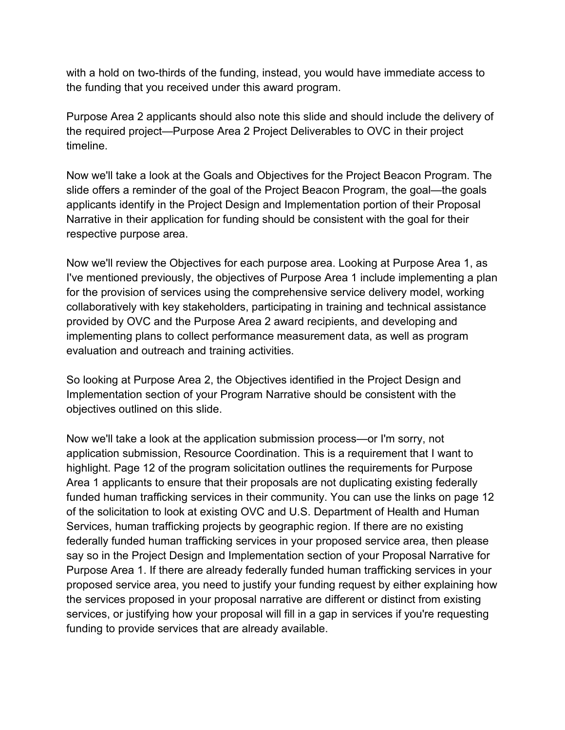with a hold on two-thirds of the funding, instead, you would have immediate access to the funding that you received under this award program.

Purpose Area 2 applicants should also note this slide and should include the delivery of the required project—Purpose Area 2 Project Deliverables to OVC in their project timeline.

Now we'll take a look at the Goals and Objectives for the Project Beacon Program. The slide offers a reminder of the goal of the Project Beacon Program, the goal—the goals applicants identify in the Project Design and Implementation portion of their Proposal Narrative in their application for funding should be consistent with the goal for their respective purpose area.

Now we'll review the Objectives for each purpose area. Looking at Purpose Area 1, as I've mentioned previously, the objectives of Purpose Area 1 include implementing a plan for the provision of services using the comprehensive service delivery model, working collaboratively with key stakeholders, participating in training and technical assistance provided by OVC and the Purpose Area 2 award recipients, and developing and implementing plans to collect performance measurement data, as well as program evaluation and outreach and training activities.

So looking at Purpose Area 2, the Objectives identified in the Project Design and Implementation section of your Program Narrative should be consistent with the objectives outlined on this slide.

Now we'll take a look at the application submission process—or I'm sorry, not application submission, Resource Coordination. This is a requirement that I want to highlight. Page 12 of the program solicitation outlines the requirements for Purpose Area 1 applicants to ensure that their proposals are not duplicating existing federally funded human trafficking services in their community. You can use the links on page 12 of the solicitation to look at existing OVC and U.S. Department of Health and Human Services, human trafficking projects by geographic region. If there are no existing federally funded human trafficking services in your proposed service area, then please say so in the Project Design and Implementation section of your Proposal Narrative for Purpose Area 1. If there are already federally funded human trafficking services in your proposed service area, you need to justify your funding request by either explaining how the services proposed in your proposal narrative are different or distinct from existing services, or justifying how your proposal will fill in a gap in services if you're requesting funding to provide services that are already available.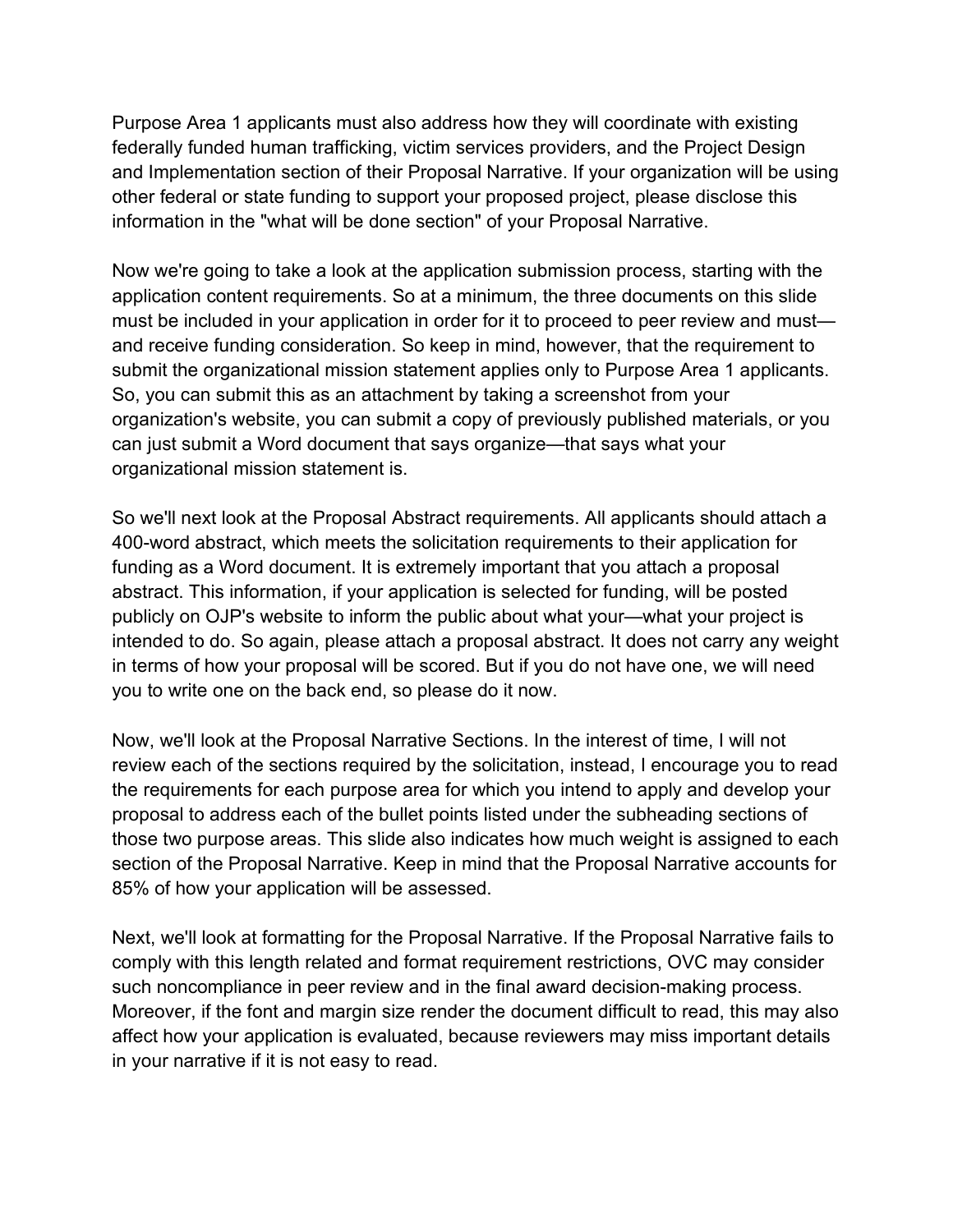Purpose Area 1 applicants must also address how they will coordinate with existing federally funded human trafficking, victim services providers, and the Project Design and Implementation section of their Proposal Narrative. If your organization will be using other federal or state funding to support your proposed project, please disclose this information in the "what will be done section" of your Proposal Narrative.

Now we're going to take a look at the application submission process, starting with the application content requirements. So at a minimum, the three documents on this slide must be included in your application in order for it to proceed to peer review and must—and receive funding consideration. So keep in mind, however, that the requirement to submit the organizational mission statement applies only to Purpose Area 1 applicants. So, you can submit this as an attachment by taking a screenshot from your organization's website, you can submit a copy of previously published materials, or you can just submit a Word document that says organize—that says what your organizational mission statement is.

So we'll next look at the Proposal Abstract requirements. All applicants should attach a 400-word abstract, which meets the solicitation requirements to their application for funding as a Word document. It is extremely important that you attach a proposal abstract. This information, if your application is selected for funding, will be posted publicly on OJP's website to inform the public about what your—what your project is intended to do. So again, please attach a proposal abstract. It does not carry any weight in terms of how your proposal will be scored. But if you do not have one, we will need you to write one on the back end, so please do it now.

Now, we'll look at the Proposal Narrative Sections. In the interest of time, I will not review each of the sections required by the solicitation, instead, I encourage you to read the requirements for each purpose area for which you intend to apply and develop your proposal to address each of the bullet points listed under the subheading sections of those two purpose areas. This slide also indicates how much weight is assigned to each section of the Proposal Narrative. Keep in mind that the Proposal Narrative accounts for 85% of how your application will be assessed.

Next, we'll look at formatting for the Proposal Narrative. If the Proposal Narrative fails to comply with this length related and format requirement restrictions, OVC may consider such noncompliance in peer review and in the final award decision-making process. Moreover, if the font and margin size render the document difficult to read, this may also affect how your application is evaluated, because reviewers may miss important details in your narrative if it is not easy to read.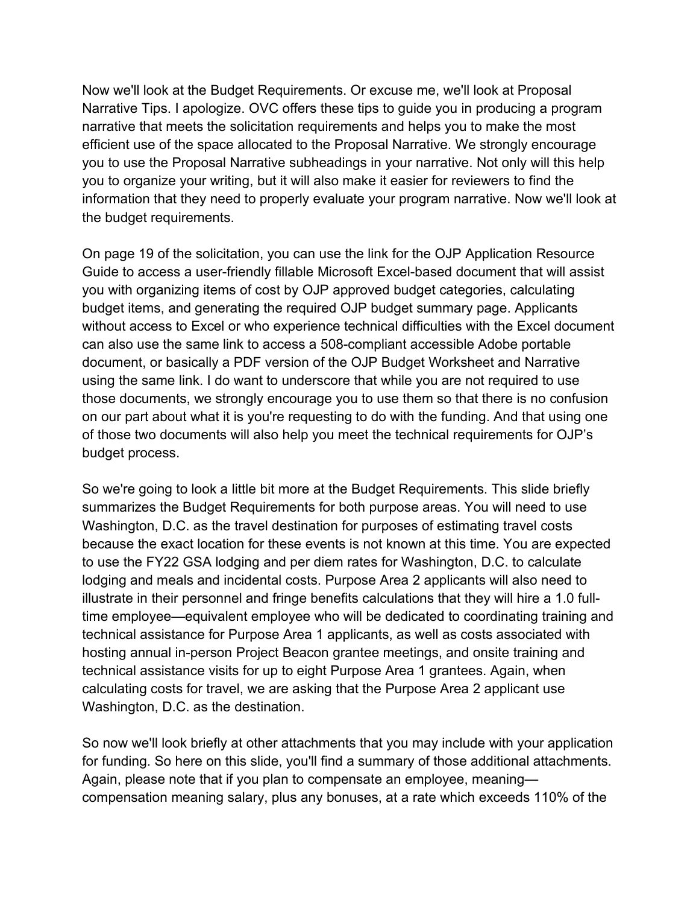Now we'll look at the Budget Requirements. Or excuse me, we'll look at Proposal Narrative Tips. I apologize. OVC offers these tips to guide you in producing a program narrative that meets the solicitation requirements and helps you to make the most efficient use of the space allocated to the Proposal Narrative. We strongly encourage you to use the Proposal Narrative subheadings in your narrative. Not only will this help you to organize your writing, but it will also make it easier for reviewers to find the information that they need to properly evaluate your program narrative. Now we'll look at the budget requirements.

On page 19 of the solicitation, you can use the link for the OJP Application Resource Guide to access a user-friendly fillable Microsoft Excel-based document that will assist you with organizing items of cost by OJP approved budget categories, calculating budget items, and generating the required OJP budget summary page. Applicants without access to Excel or who experience technical difficulties with the Excel document can also use the same link to access a 508-compliant accessible Adobe portable document, or basically a PDF version of the OJP Budget Worksheet and Narrative using the same link. I do want to underscore that while you are not required to use those documents, we strongly encourage you to use them so that there is no confusion on our part about what it is you're requesting to do with the funding. And that using one of those two documents will also help you meet the technical requirements for OJP's budget process.

So we're going to look a little bit more at the Budget Requirements. This slide briefly summarizes the Budget Requirements for both purpose areas. You will need to use Washington, D.C. as the travel destination for purposes of estimating travel costs because the exact location for these events is not known at this time. You are expected to use the FY22 GSA lodging and per diem rates for Washington, D.C. to calculate lodging and meals and incidental costs. Purpose Area 2 applicants will also need to illustrate in their personnel and fringe benefits calculations that they will hire a 1.0 full-time employee—equivalent employee who will be dedicated to coordinating training and technical assistance for Purpose Area 1 applicants, as well as costs associated with hosting annual in-person Project Beacon grantee meetings, and onsite training and technical assistance visits for up to eight Purpose Area 1 grantees. Again, when calculating costs for travel, we are asking that the Purpose Area 2 applicant use Washington, D.C. as the destination.

So now we'll look briefly at other attachments that you may include with your application for funding. So here on this slide, you'll find a summary of those additional attachments. Again, please note that if you plan to compensate an employee, meaning—compensation meaning salary, plus any bonuses, at a rate which exceeds 110% of the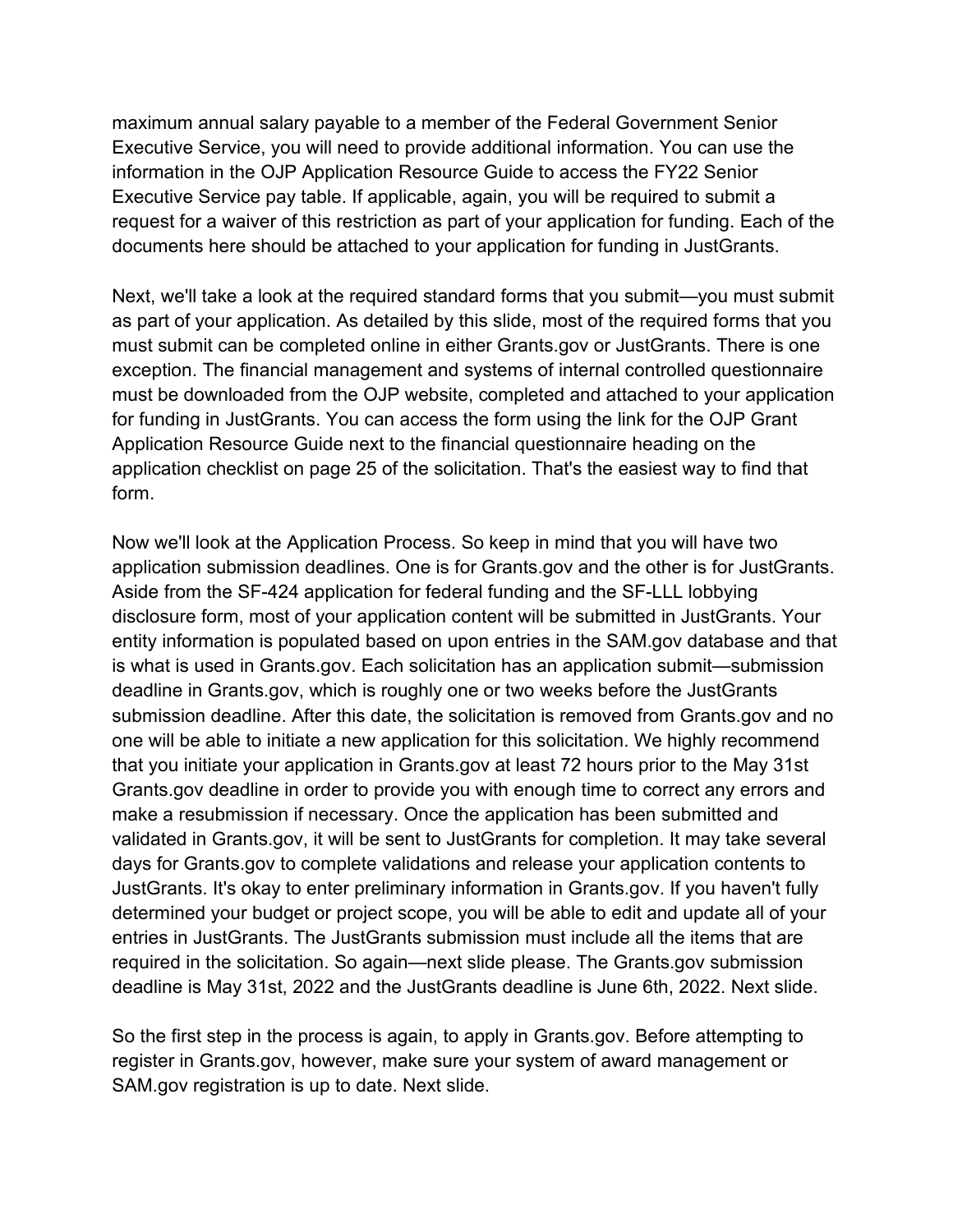maximum annual salary payable to a member of the Federal Government Senior Executive Service, you will need to provide additional information. You can use the information in the OJP Application Resource Guide to access the FY22 Senior Executive Service pay table. If applicable, again, you will be required to submit a request for a waiver of this restriction as part of your application for funding. Each of the documents here should be attached to your application for funding in JustGrants.

Next, we'll take a look at the required standard forms that you submit—you must submit as part of your application. As detailed by this slide, most of the required forms that you must submit can be completed online in either Grants.gov or JustGrants. There is one exception. The financial management and systems of internal controlled questionnaire must be downloaded from the OJP website, completed and attached to your application for funding in JustGrants. You can access the form using the link for the OJP Grant Application Resource Guide next to the financial questionnaire heading on the application checklist on page 25 of the solicitation. That's the easiest way to find that form.

Now we'll look at the Application Process. So keep in mind that you will have two application submission deadlines. One is for Grants.gov and the other is for JustGrants. Aside from the SF-424 application for federal funding and the SF-LLL lobbying disclosure form, most of your application content will be submitted in JustGrants. Your entity information is populated based on upon entries in the SAM.gov database and that is what is used in Grants.gov. Each solicitation has an application submit—submission deadline in Grants.gov, which is roughly one or two weeks before the JustGrants submission deadline. After this date, the solicitation is removed from Grants.gov and no one will be able to initiate a new application for this solicitation. We highly recommend that you initiate your application in Grants.gov at least 72 hours prior to the May 31st Grants.gov deadline in order to provide you with enough time to correct any errors and make a resubmission if necessary. Once the application has been submitted and validated in Grants.gov, it will be sent to JustGrants for completion. It may take several days for Grants.gov to complete validations and release your application contents to JustGrants. It's okay to enter preliminary information in Grants.gov. If you haven't fully determined your budget or project scope, you will be able to edit and update all of your entries in JustGrants. The JustGrants submission must include all the items that are required in the solicitation. So again—next slide please. The Grants.gov submission deadline is May 31st, 2022 and the JustGrants deadline is June 6th, 2022. Next slide.

So the first step in the process is again, to apply in Grants.gov. Before attempting to register in Grants.gov, however, make sure your system of award management or SAM.gov registration is up to date. Next slide.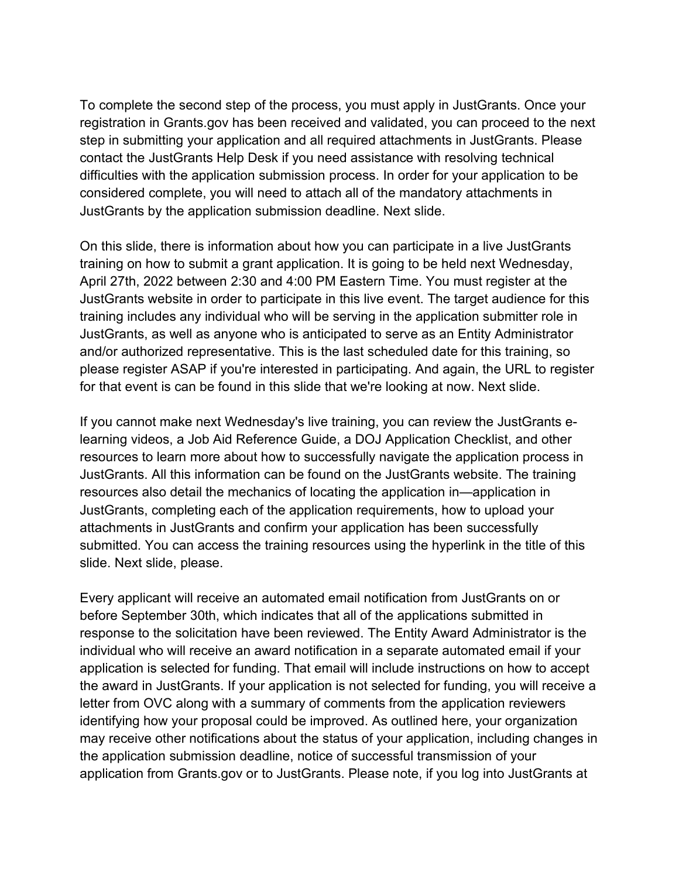To complete the second step of the process, you must apply in JustGrants. Once your registration in Grants.gov has been received and validated, you can proceed to the next step in submitting your application and all required attachments in JustGrants. Please contact the JustGrants Help Desk if you need assistance with resolving technical difficulties with the application submission process. In order for your application to be considered complete, you will need to attach all of the mandatory attachments in JustGrants by the application submission deadline. Next slide.

On this slide, there is information about how you can participate in a live JustGrants training on how to submit a grant application. It is going to be held next Wednesday, April 27th, 2022 between 2:30 and 4:00 PM Eastern Time. You must register at the JustGrants website in order to participate in this live event. The target audience for this training includes any individual who will be serving in the application submitter role in JustGrants, as well as anyone who is anticipated to serve as an Entity Administrator and/or authorized representative. This is the last scheduled date for this training, so please register ASAP if you're interested in participating. And again, the URL to register for that event is can be found in this slide that we're looking at now. Next slide.

If you cannot make next Wednesday's live training, you can review the JustGrants e-learning videos, a Job Aid Reference Guide, a DOJ Application Checklist, and other resources to learn more about how to successfully navigate the application process in JustGrants. All this information can be found on the JustGrants website. The training resources also detail the mechanics of locating the application in—application in JustGrants, completing each of the application requirements, how to upload your attachments in JustGrants and confirm your application has been successfully submitted. You can access the training resources using the hyperlink in the title of this slide. Next slide, please.

Every applicant will receive an automated email notification from JustGrants on or before September 30th, which indicates that all of the applications submitted in response to the solicitation have been reviewed. The Entity Award Administrator is the individual who will receive an award notification in a separate automated email if your application is selected for funding. That email will include instructions on how to accept the award in JustGrants. If your application is not selected for funding, you will receive a letter from OVC along with a summary of comments from the application reviewers identifying how your proposal could be improved. As outlined here, your organization may receive other notifications about the status of your application, including changes in the application submission deadline, notice of successful transmission of your application from Grants.gov or to JustGrants. Please note, if you log into JustGrants at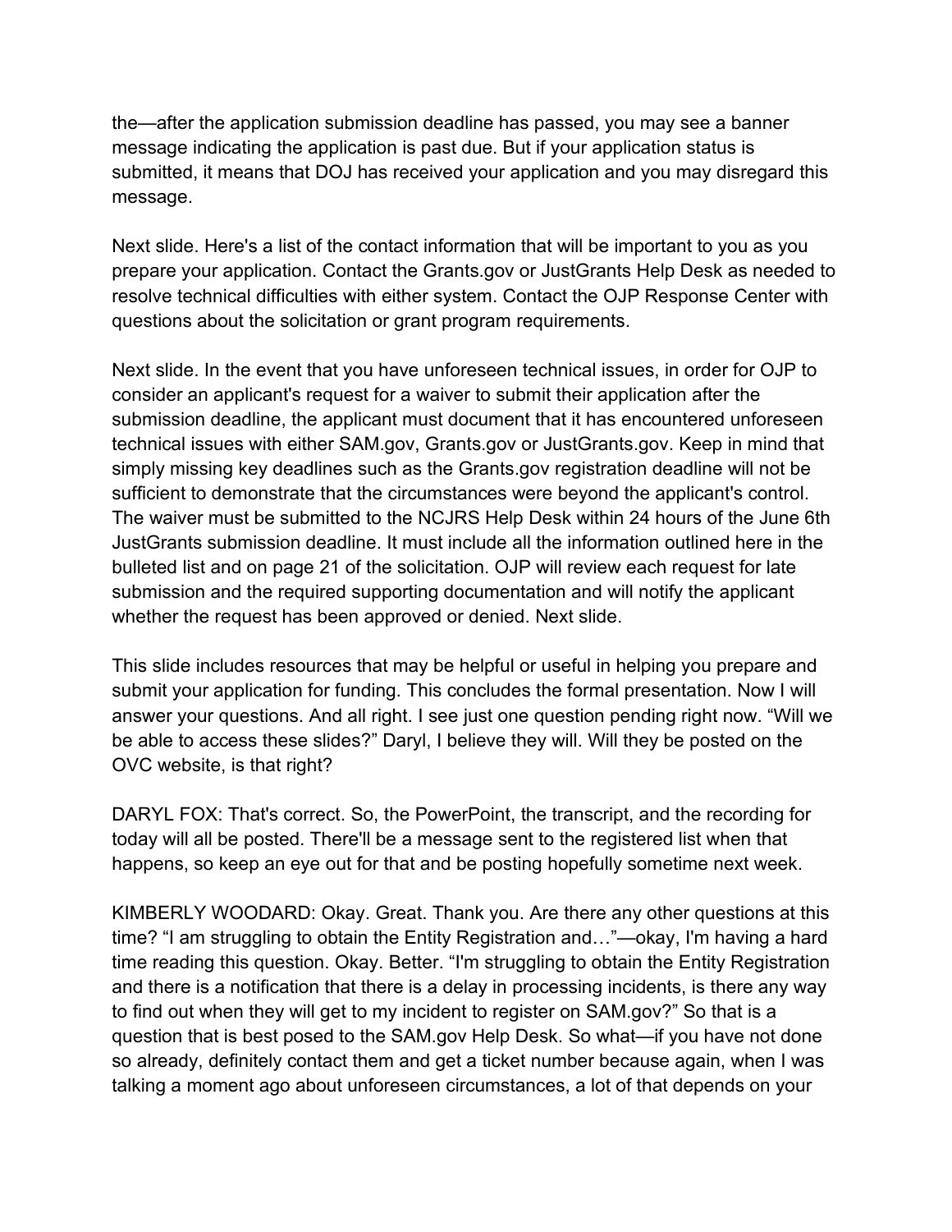the—after the application submission deadline has passed, you may see a banner message indicating the application is past due. But if your application status is submitted, it means that DOJ has received your application and you may disregard this message.

Next slide. Here's a list of the contact information that will be important to you as you prepare your application. Contact the Grants.gov or JustGrants Help Desk as needed to resolve technical difficulties with either system. Contact the OJP Response Center with questions about the solicitation or grant program requirements.

Next slide. In the event that you have unforeseen technical issues, in order for OJP to consider an applicant's request for a waiver to submit their application after the submission deadline, the applicant must document that it has encountered unforeseen technical issues with either SAM.gov, Grants.gov or JustGrants.gov. Keep in mind that simply missing key deadlines such as the Grants.gov registration deadline will not be sufficient to demonstrate that the circumstances were beyond the applicant's control. The waiver must be submitted to the NCJRS Help Desk within 24 hours of the June 6th JustGrants submission deadline. It must include all the information outlined here in the bulleted list and on page 21 of the solicitation. OJP will review each request for late submission and the required supporting documentation and will notify the applicant whether the request has been approved or denied. Next slide.

This slide includes resources that may be helpful or useful in helping you prepare and submit your application for funding. This concludes the formal presentation. Now I will answer your questions. And all right. I see just one question pending right now. "Will we be able to access these slides?" Daryl, I believe they will. Will they be posted on the OVC website, is that right?

DARYL FOX: That's correct. So, the PowerPoint, the transcript, and the recording for today will all be posted. There'll be a message sent to the registered list when that happens, so keep an eye out for that and be posting hopefully sometime next week.

KIMBERLY WOODARD: Okay. Great. Thank you. Are there any other questions at this time? "I am struggling to obtain the Entity Registration and…"—okay, I'm having a hard time reading this question. Okay. Better. "I'm struggling to obtain the Entity Registration and there is a notification that there is a delay in processing incidents, is there any way to find out when they will get to my incident to register on SAM.gov?" So that is a question that is best posed to the SAM.gov Help Desk. So what—if you have not done so already, definitely contact them and get a ticket number because again, when I was talking a moment ago about unforeseen circumstances, a lot of that depends on your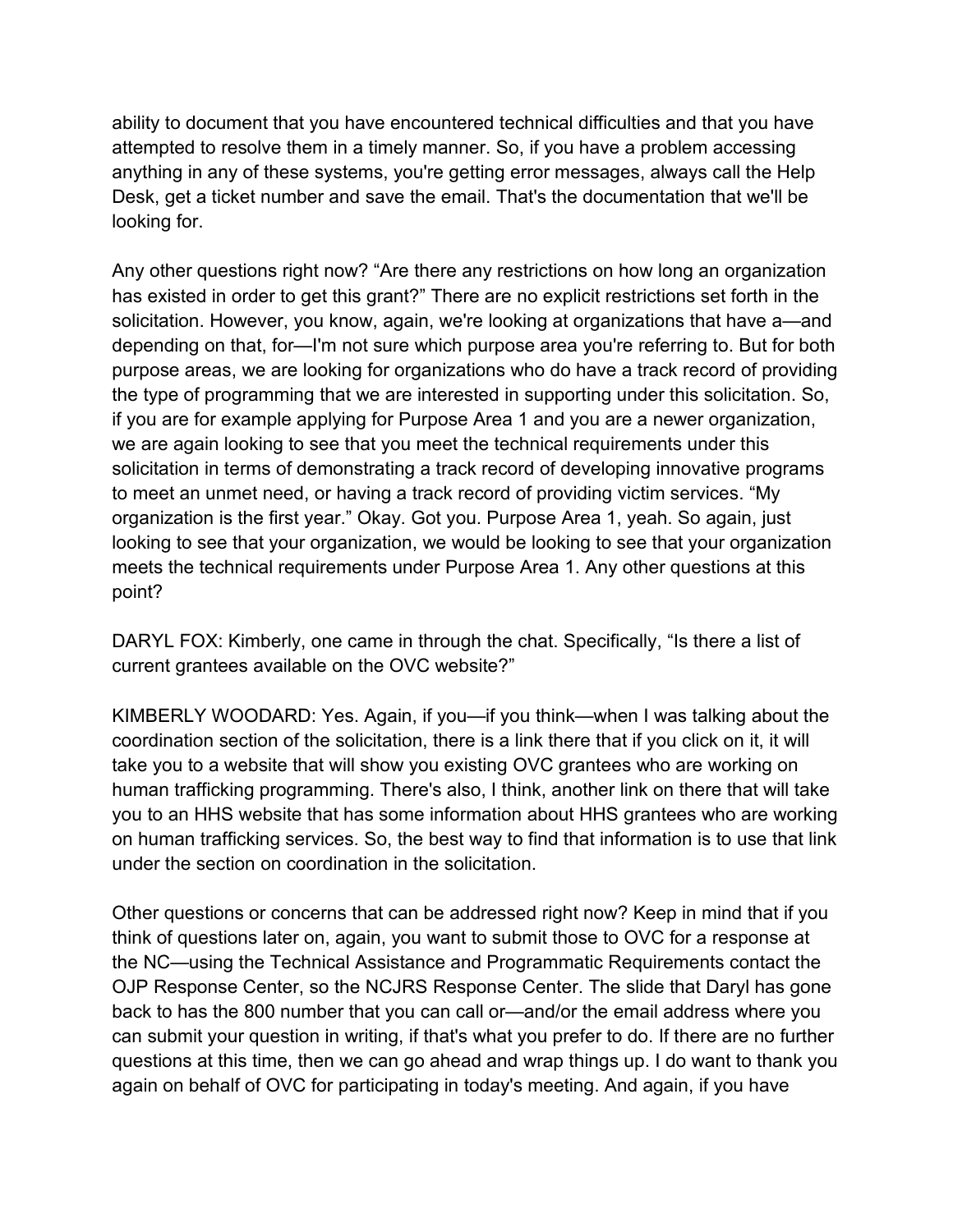ability to document that you have encountered technical difficulties and that you have attempted to resolve them in a timely manner. So, if you have a problem accessing anything in any of these systems, you're getting error messages, always call the Help Desk, get a ticket number and save the email. That's the documentation that we'll be looking for.

Any other questions right now? "Are there any restrictions on how long an organization has existed in order to get this grant?" There are no explicit restrictions set forth in the solicitation. However, you know, again, we're looking at organizations that have a—and depending on that, for—I'm not sure which purpose area you're referring to. But for both purpose areas, we are looking for organizations who do have a track record of providing the type of programming that we are interested in supporting under this solicitation. So, if you are for example applying for Purpose Area 1 and you are a newer organization, we are again looking to see that you meet the technical requirements under this solicitation in terms of demonstrating a track record of developing innovative programs to meet an unmet need, or having a track record of providing victim services. "My organization is the first year." Okay. Got you. Purpose Area 1, yeah. So again, just looking to see that your organization, we would be looking to see that your organization meets the technical requirements under Purpose Area 1. Any other questions at this point?

DARYL FOX: Kimberly, one came in through the chat. Specifically, "Is there a list of current grantees available on the OVC website?"

KIMBERLY WOODARD: Yes. Again, if you—if you think—when I was talking about the coordination section of the solicitation, there is a link there that if you click on it, it will take you to a website that will show you existing OVC grantees who are working on human trafficking programming. There's also, I think, another link on there that will take you to an HHS website that has some information about HHS grantees who are working on human trafficking services. So, the best way to find that information is to use that link under the section on coordination in the solicitation.

Other questions or concerns that can be addressed right now? Keep in mind that if you think of questions later on, again, you want to submit those to OVC for a response at the NC—using the Technical Assistance and Programmatic Requirements contact the OJP Response Center, so the NCJRS Response Center. The slide that Daryl has gone back to has the 800 number that you can call or—and/or the email address where you can submit your question in writing, if that's what you prefer to do. If there are no further questions at this time, then we can go ahead and wrap things up. I do want to thank you again on behalf of OVC for participating in today's meeting. And again, if you have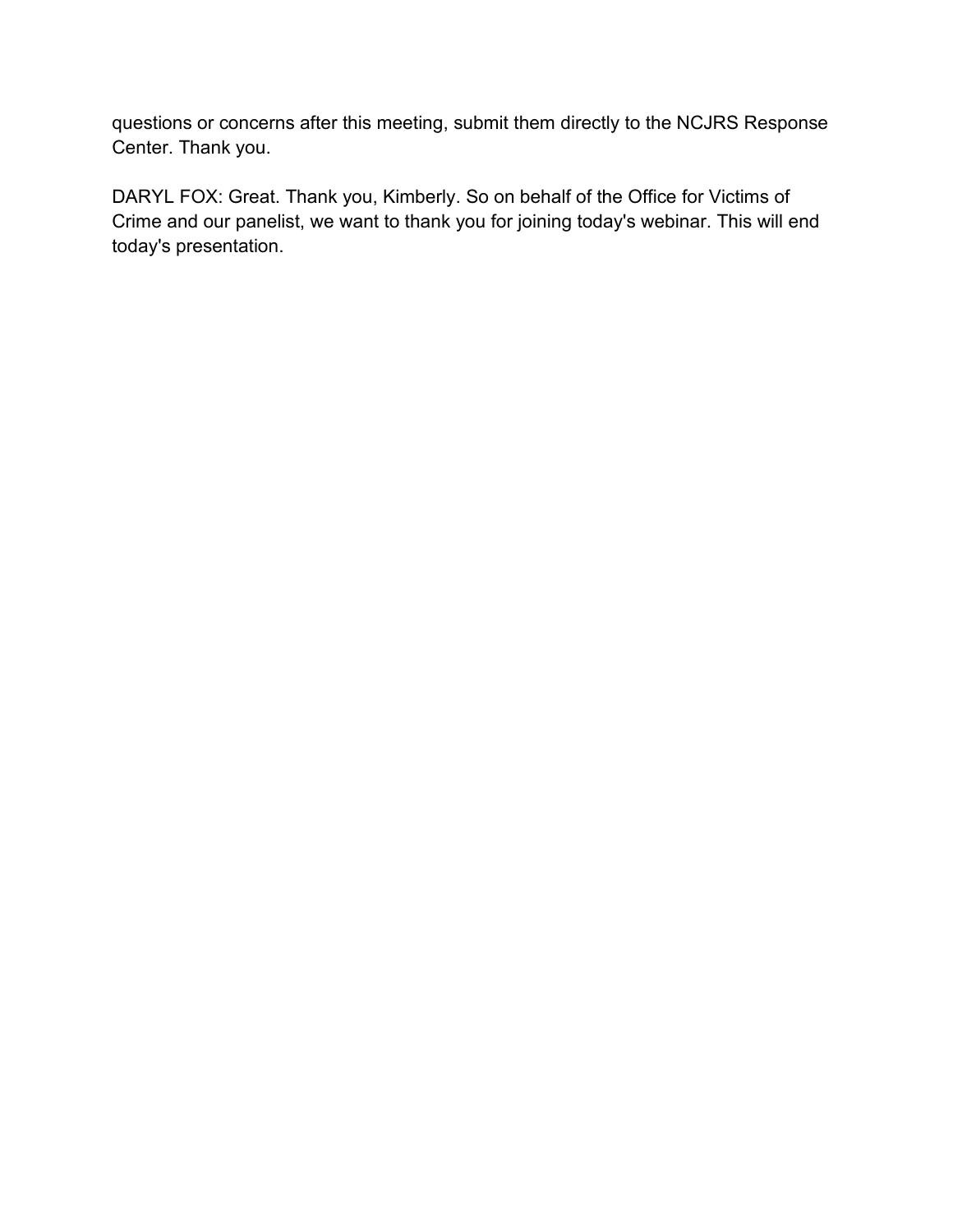questions or concerns after this meeting, submit them directly to the NCJRS Response Center. Thank you.

DARYL FOX: Great. Thank you, Kimberly. So on behalf of the Office for Victims of Crime and our panelist, we want to thank you for joining today's webinar. This will end today's presentation.